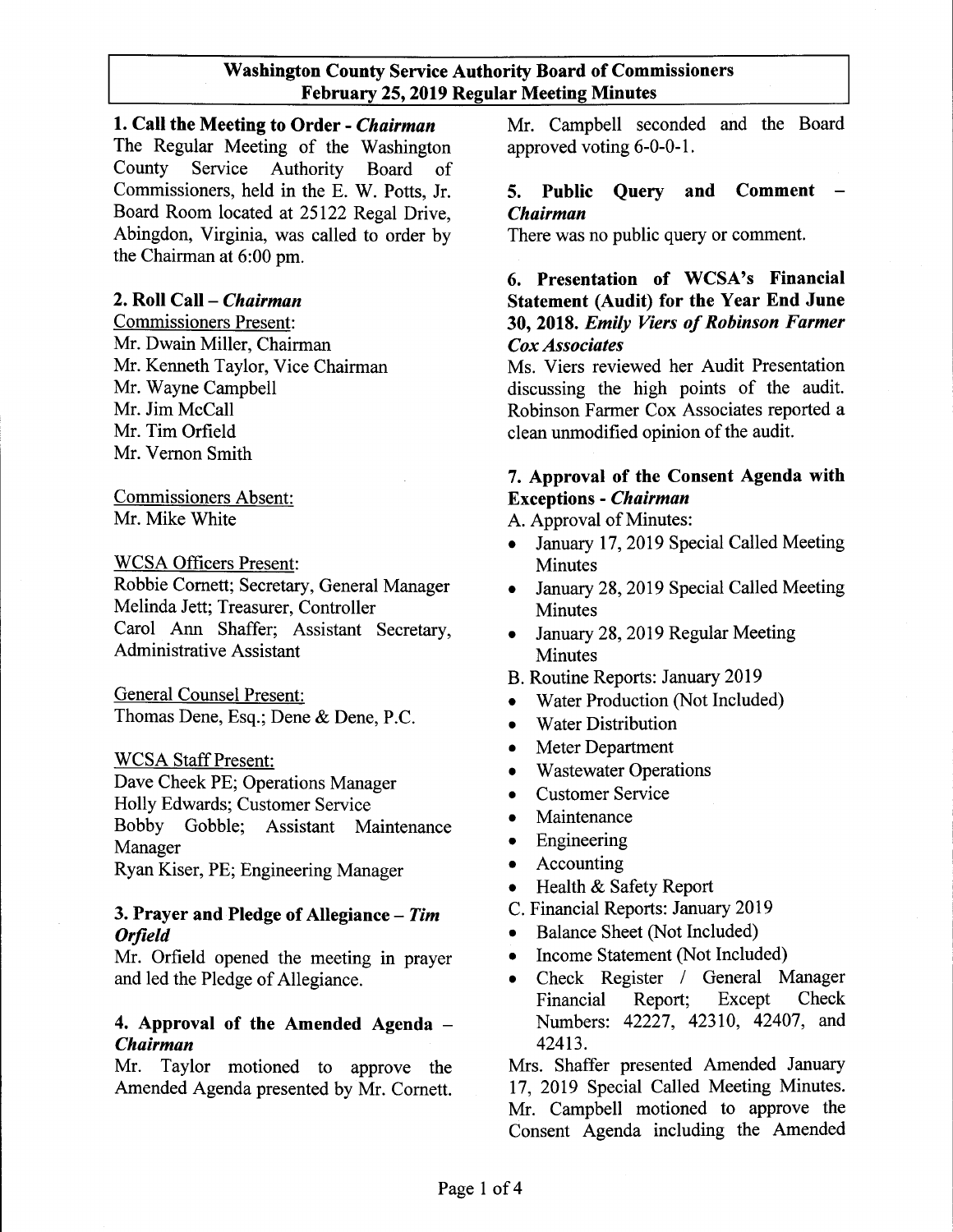## Washington County Service Authority Board of Commissioners
## February 25, 2019 Regular Meeting Minutes

### 1. Call the Meeting to Order - *Chairman*

The Regular Meeting of the Washington County Service Authority Board of Commissioners, held in the E. W. Potts, Jr. Board Room located at 25122 Regal Drive, Abingdon, Virginia, was called to order by the Chairman at 6:00 pm.

### 2. Roll Call – *Chairman*

Commissioners Present:
Mr. Dwain Miller, Chairman
Mr. Kenneth Taylor, Vice Chairman
Mr. Wayne Campbell
Mr. Jim McCall
Mr. Tim Orfield
Mr. Vernon Smith

Commissioners Absent:
Mr. Mike White

WCSA Officers Present:
Robbie Cornett; Secretary, General Manager
Melinda Jett; Treasurer, Controller
Carol Ann Shaffer; Assistant Secretary, Administrative Assistant

General Counsel Present:
Thomas Dene, Esq.; Dene & Dene, P.C.

WCSA Staff Present:
Dave Cheek PE; Operations Manager
Holly Edwards; Customer Service
Bobby Gobble; Assistant Maintenance Manager
Ryan Kiser, PE; Engineering Manager

### 3. Prayer and Pledge of Allegiance – *Tim Orfield*

Mr. Orfield opened the meeting in prayer and led the Pledge of Allegiance.

### 4. Approval of the Amended Agenda – *Chairman*

Mr. Taylor motioned to approve the Amended Agenda presented by Mr. Cornett. Mr. Campbell seconded and the Board approved voting 6-0-0-1.

### 5. Public Query and Comment – *Chairman*

There was no public query or comment.

### 6. Presentation of WCSA's Financial Statement (Audit) for the Year End June 30, 2018. *Emily Viers of Robinson Farmer Cox Associates*

Ms. Viers reviewed her Audit Presentation discussing the high points of the audit. Robinson Farmer Cox Associates reported a clean unmodified opinion of the audit.

### 7. Approval of the Consent Agenda with Exceptions - *Chairman*

A. Approval of Minutes:
- January 17, 2019 Special Called Meeting Minutes
- January 28, 2019 Special Called Meeting Minutes
- January 28, 2019 Regular Meeting Minutes

B. Routine Reports: January 2019
- Water Production (Not Included)
- Water Distribution
- Meter Department
- Wastewater Operations
- Customer Service
- Maintenance
- Engineering
- Accounting
- Health & Safety Report

C. Financial Reports: January 2019
- Balance Sheet (Not Included)
- Income Statement (Not Included)
- Check Register / General Manager Financial Report; Except Check Numbers: 42227, 42310, 42407, and 42413.

Mrs. Shaffer presented Amended January 17, 2019 Special Called Meeting Minutes. Mr. Campbell motioned to approve the Consent Agenda including the Amended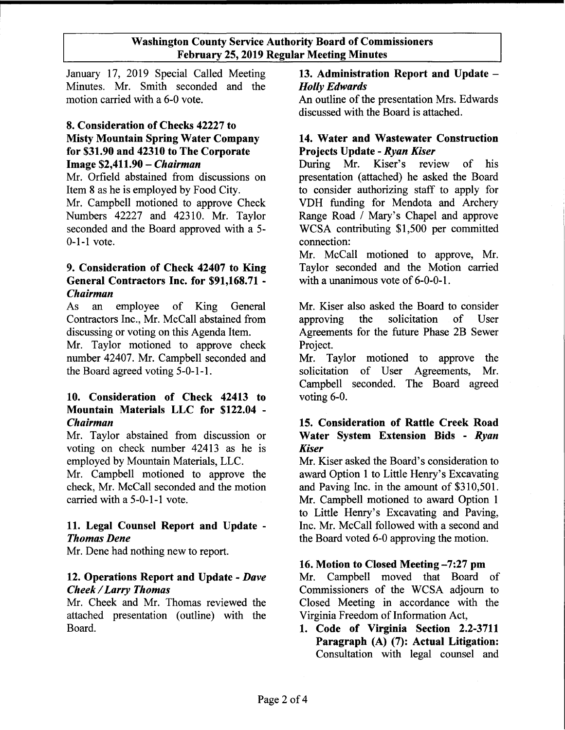January 17, 2019 Special Called Meeting Minutes. Mr. Smith seconded and the motion carried with a 6-0 vote.

### 8. Consideration of Checks 42227 to Misty Mountain Spring Water Company for $31.90 and 42310 to The Corporate Image $2,411.90 – *Chairman*

Mr. Orfield abstained from discussions on Item 8 as he is employed by Food City.

Mr. Campbell motioned to approve Check Numbers 42227 and 42310. Mr. Taylor seconded and the Board approved with a 5-0-1-1 vote.

### 9. Consideration of Check 42407 to King General Contractors Inc. for $91,168.71 - *Chairman*

As an employee of King General Contractors Inc., Mr. McCall abstained from discussing or voting on this Agenda Item.

Mr. Taylor motioned to approve check number 42407. Mr. Campbell seconded and the Board agreed voting 5-0-1-1.

### 10. Consideration of Check 42413 to Mountain Materials LLC for $122.04 - *Chairman*

Mr. Taylor abstained from discussion or voting on check number 42413 as he is employed by Mountain Materials, LLC.

Mr. Campbell motioned to approve the check, Mr. McCall seconded and the motion carried with a 5-0-1-1 vote.

### 11. Legal Counsel Report and Update - *Thomas Dene*

Mr. Dene had nothing new to report.

### 12. Operations Report and Update - *Dave Cheek / Larry Thomas*

Mr. Cheek and Mr. Thomas reviewed the attached presentation (outline) with the Board.

### 13. Administration Report and Update – *Holly Edwards*

An outline of the presentation Mrs. Edwards discussed with the Board is attached.

### 14. Water and Wastewater Construction Projects Update - *Ryan Kiser*

During Mr. Kiser's review of his presentation (attached) he asked the Board to consider authorizing staff to apply for VDH funding for Mendota and Archery Range Road / Mary's Chapel and approve WCSA contributing $1,500 per committed connection:

Mr. McCall motioned to approve, Mr. Taylor seconded and the Motion carried with a unanimous vote of 6-0-0-1.

Mr. Kiser also asked the Board to consider approving the solicitation of User Agreements for the future Phase 2B Sewer Project.

Mr. Taylor motioned to approve the solicitation of User Agreements, Mr. Campbell seconded. The Board agreed voting 6-0.

### 15. Consideration of Rattle Creek Road Water System Extension Bids - *Ryan Kiser*

Mr. Kiser asked the Board's consideration to award Option 1 to Little Henry's Excavating and Paving Inc. in the amount of $310,501. Mr. Campbell motioned to award Option 1 to Little Henry's Excavating and Paving, Inc. Mr. McCall followed with a second and the Board voted 6-0 approving the motion.

### 16. Motion to Closed Meeting –7:27 pm

Mr. Campbell moved that Board of Commissioners of the WCSA adjourn to Closed Meeting in accordance with the Virginia Freedom of Information Act,

1. **Code of Virginia Section 2.2-3711 Paragraph (A) (7): Actual Litigation:** Consultation with legal counsel and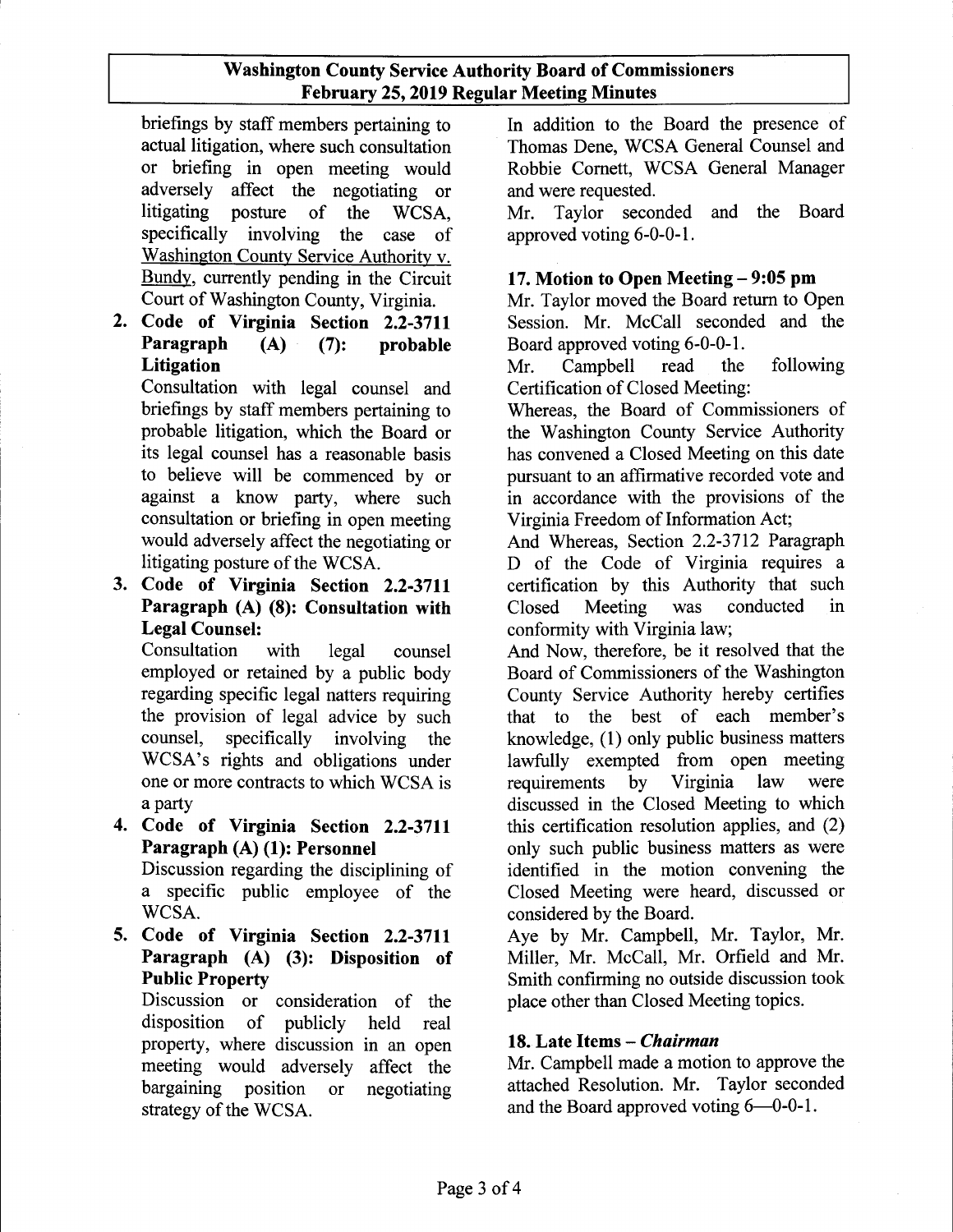briefings by staff members pertaining to actual litigation, where such consultation or briefing in open meeting would adversely affect the negotiating or litigating posture of the WCSA, specifically involving the case of Washington County Service Authority v. Bundy, currently pending in the Circuit Court of Washington County, Virginia.

2. **Code of Virginia Section 2.2-3711 Paragraph (A) (7): probable Litigation**
   Consultation with legal counsel and briefings by staff members pertaining to probable litigation, which the Board or its legal counsel has a reasonable basis to believe will be commenced by or against a know party, where such consultation or briefing in open meeting would adversely affect the negotiating or litigating posture of the WCSA.

3. **Code of Virginia Section 2.2-3711 Paragraph (A) (8): Consultation with Legal Counsel:**
   Consultation with legal counsel employed or retained by a public body regarding specific legal natters requiring the provision of legal advice by such counsel, specifically involving the WCSA's rights and obligations under one or more contracts to which WCSA is a party

4. **Code of Virginia Section 2.2-3711 Paragraph (A) (1): Personnel**
   Discussion regarding the disciplining of a specific public employee of the WCSA.

5. **Code of Virginia Section 2.2-3711 Paragraph (A) (3): Disposition of Public Property**
   Discussion or consideration of the disposition of publicly held real property, where discussion in an open meeting would adversely affect the bargaining position or negotiating strategy of the WCSA.

In addition to the Board the presence of Thomas Dene, WCSA General Counsel and Robbie Cornett, WCSA General Manager and were requested.

Mr. Taylor seconded and the Board approved voting 6-0-0-1.

### 17. Motion to Open Meeting – 9:05 pm

Mr. Taylor moved the Board return to Open Session. Mr. McCall seconded and the Board approved voting 6-0-0-1.

Mr. Campbell read the following Certification of Closed Meeting:

Whereas, the Board of Commissioners of the Washington County Service Authority has convened a Closed Meeting on this date pursuant to an affirmative recorded vote and in accordance with the provisions of the Virginia Freedom of Information Act;

And Whereas, Section 2.2-3712 Paragraph D of the Code of Virginia requires a certification by this Authority that such Closed Meeting was conducted in conformity with Virginia law;

And Now, therefore, be it resolved that the Board of Commissioners of the Washington County Service Authority hereby certifies that to the best of each member's knowledge, (1) only public business matters lawfully exempted from open meeting requirements by Virginia law were discussed in the Closed Meeting to which this certification resolution applies, and (2) only such public business matters as were identified in the motion convening the Closed Meeting were heard, discussed or considered by the Board.

Aye by Mr. Campbell, Mr. Taylor, Mr. Miller, Mr. McCall, Mr. Orfield and Mr. Smith confirming no outside discussion took place other than Closed Meeting topics.

### 18. Late Items – *Chairman*

Mr. Campbell made a motion to approve the attached Resolution. Mr. Taylor seconded and the Board approved voting 6—0-0-1.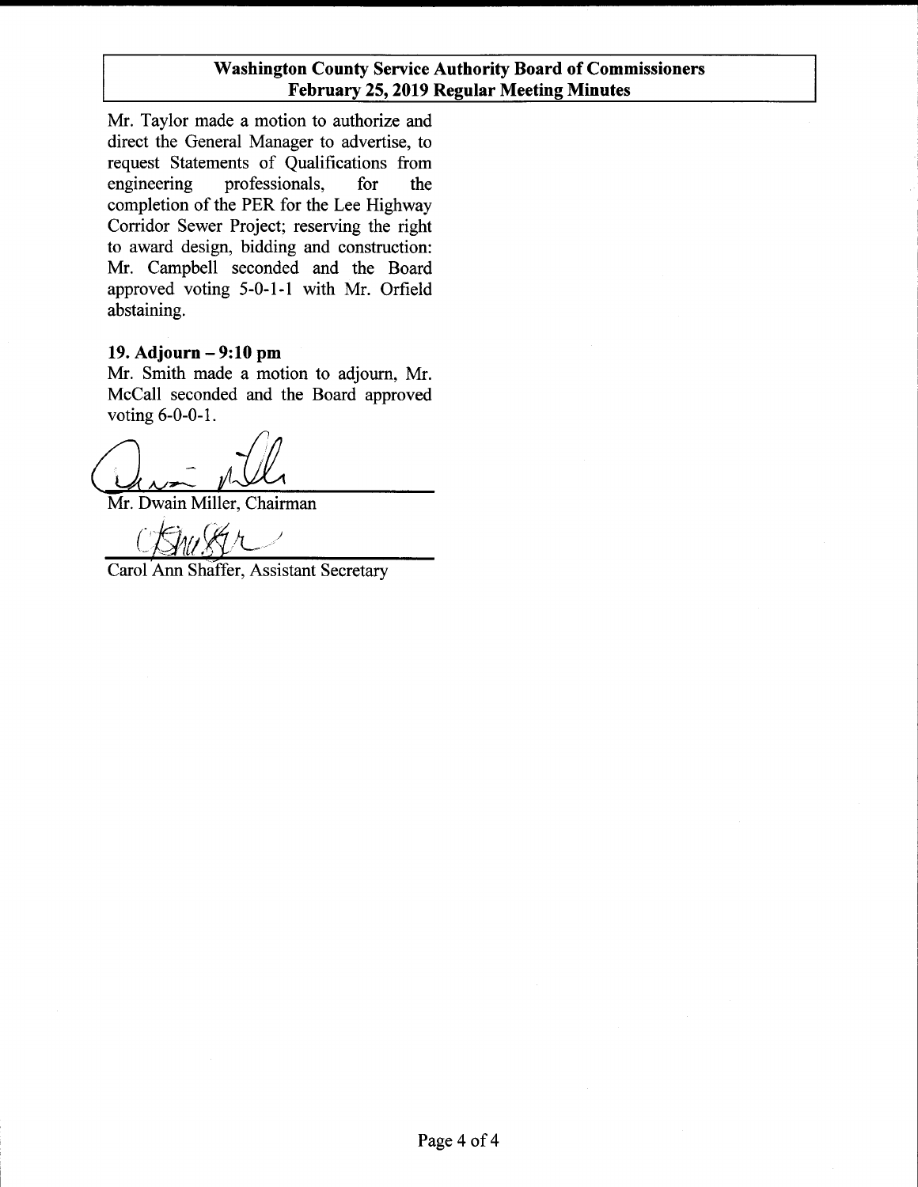Mr. Taylor made a motion to authorize and direct the General Manager to advertise, to request Statements of Qualifications from engineering professionals, for the completion of the PER for the Lee Highway Corridor Sewer Project; reserving the right to award design, bidding and construction: Mr. Campbell seconded and the Board approved voting 5-0-1-1 with Mr. Orfield abstaining.

**19. Adjourn – 9:10 pm**

Mr. Smith made a motion to adjourn, Mr. McCall seconded and the Board approved voting 6-0-0-1.

Mr. Dwain Miller, Chairman

Carol Ann Shaffer, Assistant Secretary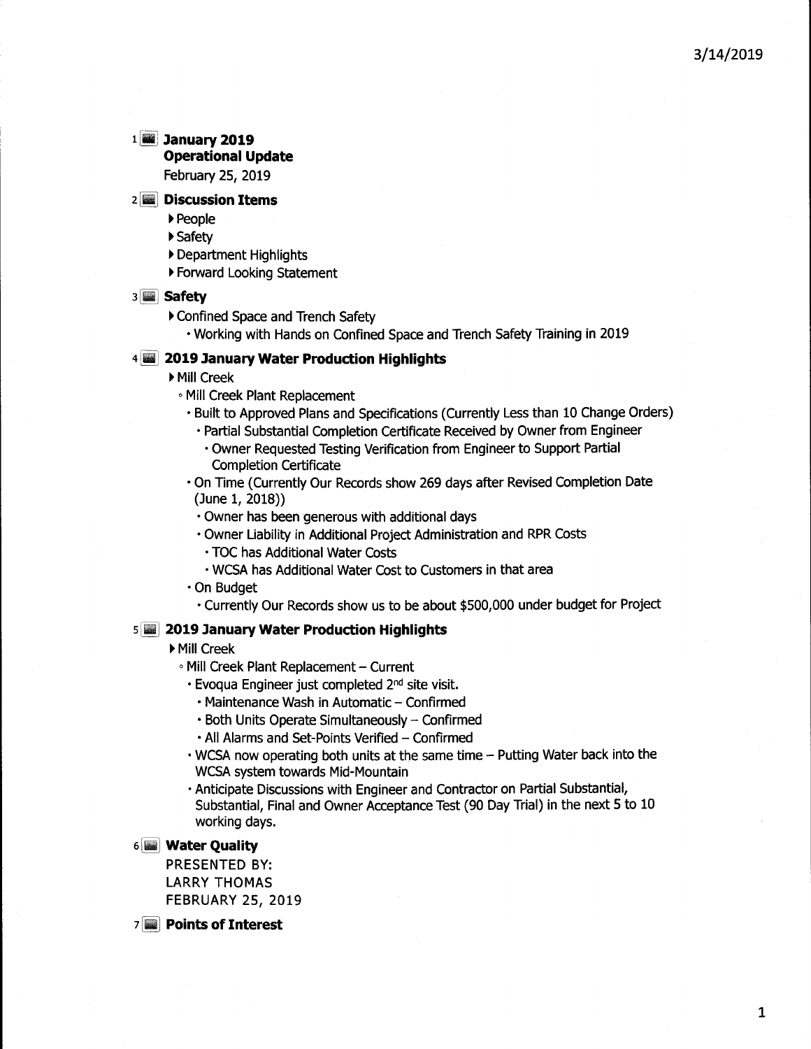1 **January 2019**
**Operational Update**
February 25, 2019

2 **Discussion Items**

- People
- Safety
- Department Highlights
- Forward Looking Statement

3 **Safety**

- Confined Space and Trench Safety
  - Working with Hands on Confined Space and Trench Safety Training in 2019

4 **2019 January Water Production Highlights**

- Mill Creek
  - Mill Creek Plant Replacement
    - Built to Approved Plans and Specifications (Currently Less than 10 Change Orders)
      - Partial Substantial Completion Certificate Received by Owner from Engineer
        - Owner Requested Testing Verification from Engineer to Support Partial Completion Certificate
    - On Time (Currently Our Records show 269 days after Revised Completion Date (June 1, 2018))
      - Owner has been generous with additional days
      - Owner Liability in Additional Project Administration and RPR Costs
        - TOC has Additional Water Costs
        - WCSA has Additional Water Cost to Customers in that area
    - On Budget
      - Currently Our Records show us to be about $500,000 under budget for Project

5 **2019 January Water Production Highlights**

- Mill Creek
  - Mill Creek Plant Replacement – Current
    - Evoqua Engineer just completed 2nd site visit.
      - Maintenance Wash in Automatic – Confirmed
      - Both Units Operate Simultaneously – Confirmed
      - All Alarms and Set-Points Verified – Confirmed
    - WCSA now operating both units at the same time – Putting Water back into the WCSA system towards Mid-Mountain
    - Anticipate Discussions with Engineer and Contractor on Partial Substantial, Substantial, Final and Owner Acceptance Test (90 Day Trial) in the next 5 to 10 working days.

6 **Water Quality**
PRESENTED BY:
LARRY THOMAS
FEBRUARY 25, 2019

7 **Points of Interest**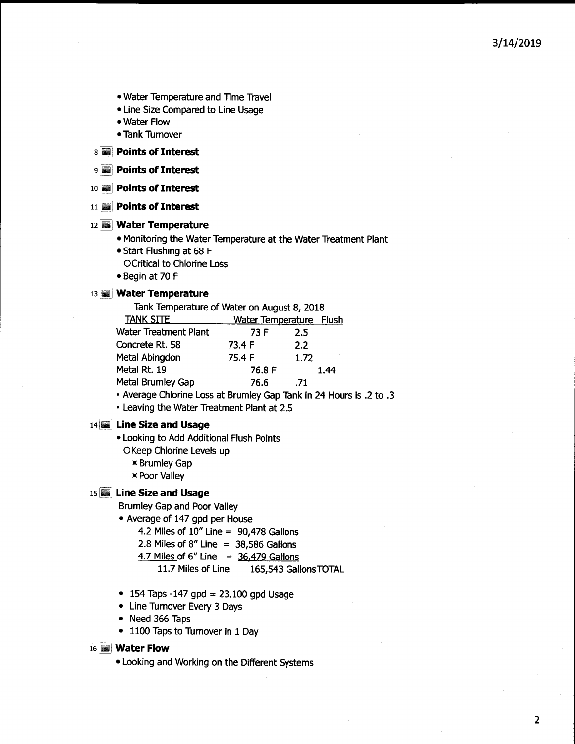- Water Temperature and Time Travel
- Line Size Compared to Line Usage
- Water Flow
- Tank Turnover

8 **Points of Interest**

9 **Points of Interest**

10 **Points of Interest**

11 **Points of Interest**

12 **Water Temperature**

- Monitoring the Water Temperature at the Water Treatment Plant
- Start Flushing at 68 F
  - Critical to Chlorine Loss
- Begin at 70 F

13 **Water Temperature**

Tank Temperature of Water on August 8, 2018

| TANK SITE | Water Temperature | Flush |
|---|---|---|
| Water Treatment Plant | 73 F | 2.5 |
| Concrete Rt. 58 | 73.4 F | 2.2 |
| Metal Abingdon | 75.4 F | 1.72 |
| Metal Rt. 19 | 76.8 F | 1.44 |
| Metal Brumley Gap | 76.6 | .71 |

- Average Chlorine Loss at Brumley Gap Tank in 24 Hours is .2 to .3
- Leaving the Water Treatment Plant at 2.5

14 **Line Size and Usage**

- Looking to Add Additional Flush Points
  - Keep Chlorine Levels up
    - Brumley Gap
    - Poor Valley

15 **Line Size and Usage**

Brumley Gap and Poor Valley

- Average of 147 gpd per House
  - 4.2 Miles of 10" Line = 90,478 Gallons
  - 2.8 Miles of 8" Line = 38,586 Gallons
  - 4.7 Miles of 6" Line = 36,479 Gallons
  - 11.7 Miles of Line 165,543 Gallons TOTAL

- 154 Taps -147 gpd = 23,100 gpd Usage
- Line Turnover Every 3 Days
- Need 366 Taps
- 1100 Taps to Turnover in 1 Day

16 **Water Flow**

- Looking and Working on the Different Systems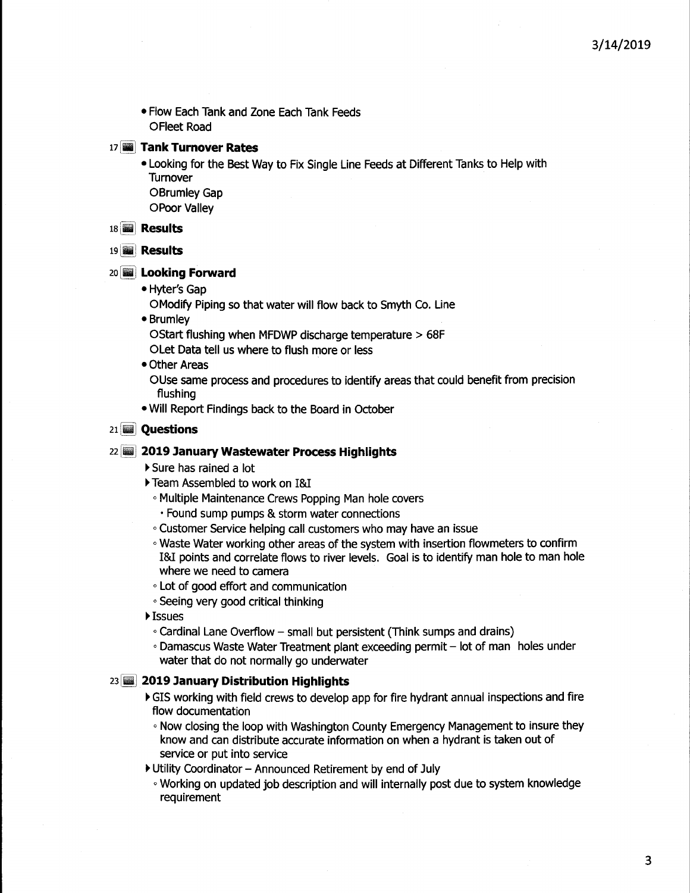- Flow Each Tank and Zone Each Tank Feeds
  - Fleet Road

17 **Tank Turnover Rates**

- Looking for the Best Way to Fix Single Line Feeds at Different Tanks to Help with Turnover
  - Brumley Gap
  - Poor Valley

18 **Results**

19 **Results**

20 **Looking Forward**

- Hyter's Gap
  - Modify Piping so that water will flow back to Smyth Co. Line
- Brumley
  - Start flushing when MFDWP discharge temperature > 68F
  - Let Data tell us where to flush more or less
- Other Areas
  - Use same process and procedures to identify areas that could benefit from precision flushing
- Will Report Findings back to the Board in October

21 **Questions**

22 **2019 January Wastewater Process Highlights**

- Sure has rained a lot
- Team Assembled to work on I&I
  - Multiple Maintenance Crews Popping Man hole covers
    - Found sump pumps & storm water connections
  - Customer Service helping call customers who may have an issue
  - Waste Water working other areas of the system with insertion flowmeters to confirm I&I points and correlate flows to river levels. Goal is to identify man hole to man hole where we need to camera
  - Lot of good effort and communication
  - Seeing very good critical thinking
- Issues
  - Cardinal Lane Overflow – small but persistent (Think sumps and drains)
  - Damascus Waste Water Treatment plant exceeding permit – lot of man holes under water that do not normally go underwater

23 **2019 January Distribution Highlights**

- GIS working with field crews to develop app for fire hydrant annual inspections and fire flow documentation
  - Now closing the loop with Washington County Emergency Management to insure they know and can distribute accurate information on when a hydrant is taken out of service or put into service
- Utility Coordinator – Announced Retirement by end of July
  - Working on updated job description and will internally post due to system knowledge requirement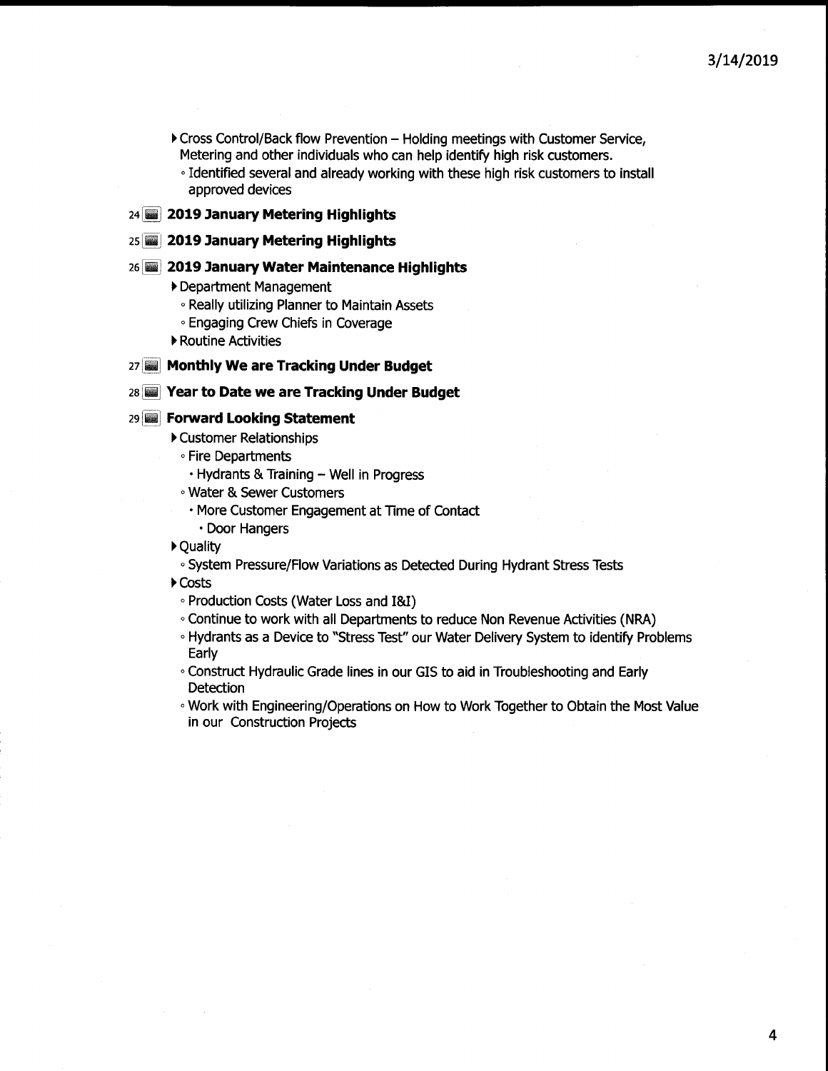- Cross Control/Back flow Prevention – Holding meetings with Customer Service, Metering and other individuals who can help identify high risk customers.
  - Identified several and already working with these high risk customers to install approved devices

24 **2019 January Metering Highlights**

25 **2019 January Metering Highlights**

26 **2019 January Water Maintenance Highlights**

- Department Management
  - Really utilizing Planner to Maintain Assets
  - Engaging Crew Chiefs in Coverage
- Routine Activities

27 **Monthly We are Tracking Under Budget**

28 **Year to Date we are Tracking Under Budget**

29 **Forward Looking Statement**

- Customer Relationships
  - Fire Departments
    - Hydrants & Training – Well in Progress
  - Water & Sewer Customers
    - More Customer Engagement at Time of Contact
      - Door Hangers
- Quality
  - System Pressure/Flow Variations as Detected During Hydrant Stress Tests
- Costs
  - Production Costs (Water Loss and I&I)
  - Continue to work with all Departments to reduce Non Revenue Activities (NRA)
  - Hydrants as a Device to "Stress Test" our Water Delivery System to identify Problems Early
  - Construct Hydraulic Grade lines in our GIS to aid in Troubleshooting and Early Detection
  - Work with Engineering/Operations on How to Work Together to Obtain the Most Value in our Construction Projects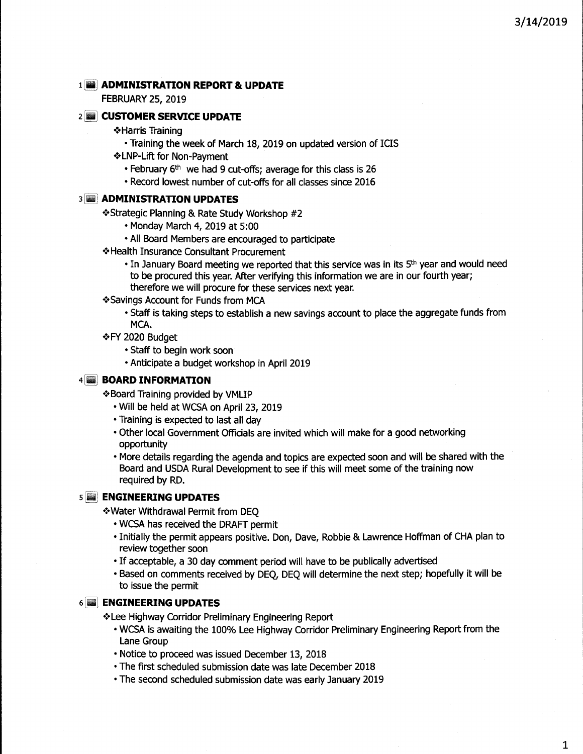3/14/2019

## 1 ADMINISTRATION REPORT & UPDATE

FEBRUARY 25, 2019

## 2 CUSTOMER SERVICE UPDATE

- ❖Harris Training
  - Training the week of March 18, 2019 on updated version of ICIS
- ❖LNP-Lift for Non-Payment
  - February 6th we had 9 cut-offs; average for this class is 26
  - Record lowest number of cut-offs for all classes since 2016

## 3 ADMINISTRATION UPDATES

- ❖Strategic Planning & Rate Study Workshop #2
  - Monday March 4, 2019 at 5:00
  - All Board Members are encouraged to participate
- ❖Health Insurance Consultant Procurement
  - In January Board meeting we reported that this service was in its 5th year and would need to be procured this year. After verifying this information we are in our fourth year; therefore we will procure for these services next year.
- ❖Savings Account for Funds from MCA
  - Staff is taking steps to establish a new savings account to place the aggregate funds from MCA.
- ❖FY 2020 Budget
  - Staff to begin work soon
  - Anticipate a budget workshop in April 2019

## 4 BOARD INFORMATION

- ❖Board Training provided by VMLIP
  - Will be held at WCSA on April 23, 2019
  - Training is expected to last all day
  - Other local Government Officials are invited which will make for a good networking opportunity
  - More details regarding the agenda and topics are expected soon and will be shared with the Board and USDA Rural Development to see if this will meet some of the training now required by RD.

## 5 ENGINEERING UPDATES

- ❖Water Withdrawal Permit from DEQ
  - WCSA has received the DRAFT permit
  - Initially the permit appears positive. Don, Dave, Robbie & Lawrence Hoffman of CHA plan to review together soon
  - If acceptable, a 30 day comment period will have to be publically advertised
  - Based on comments received by DEQ, DEQ will determine the next step; hopefully it will be to issue the permit

## 6 ENGINEERING UPDATES

- ❖Lee Highway Corridor Preliminary Engineering Report
  - WCSA is awaiting the 100% Lee Highway Corridor Preliminary Engineering Report from the Lane Group
  - Notice to proceed was issued December 13, 2018
  - The first scheduled submission date was late December 2018
  - The second scheduled submission date was early January 2019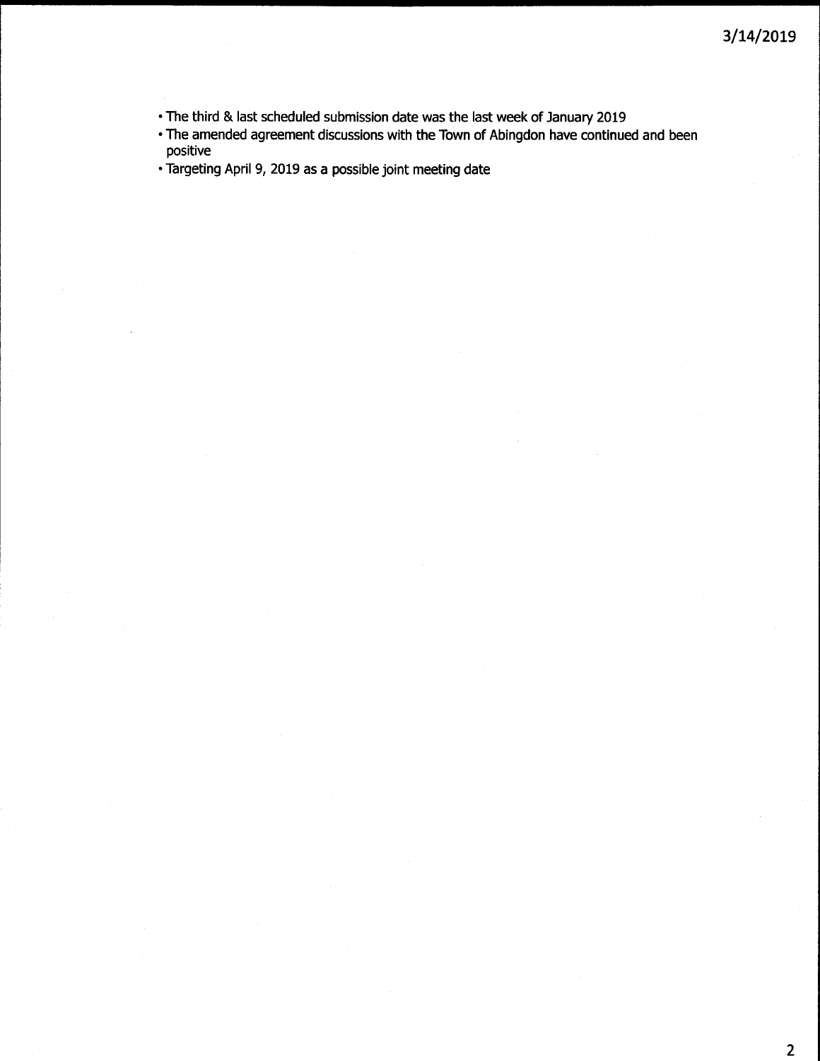- The third & last scheduled submission date was the last week of January 2019
- The amended agreement discussions with the Town of Abingdon have continued and been positive
- Targeting April 9, 2019 as a possible joint meeting date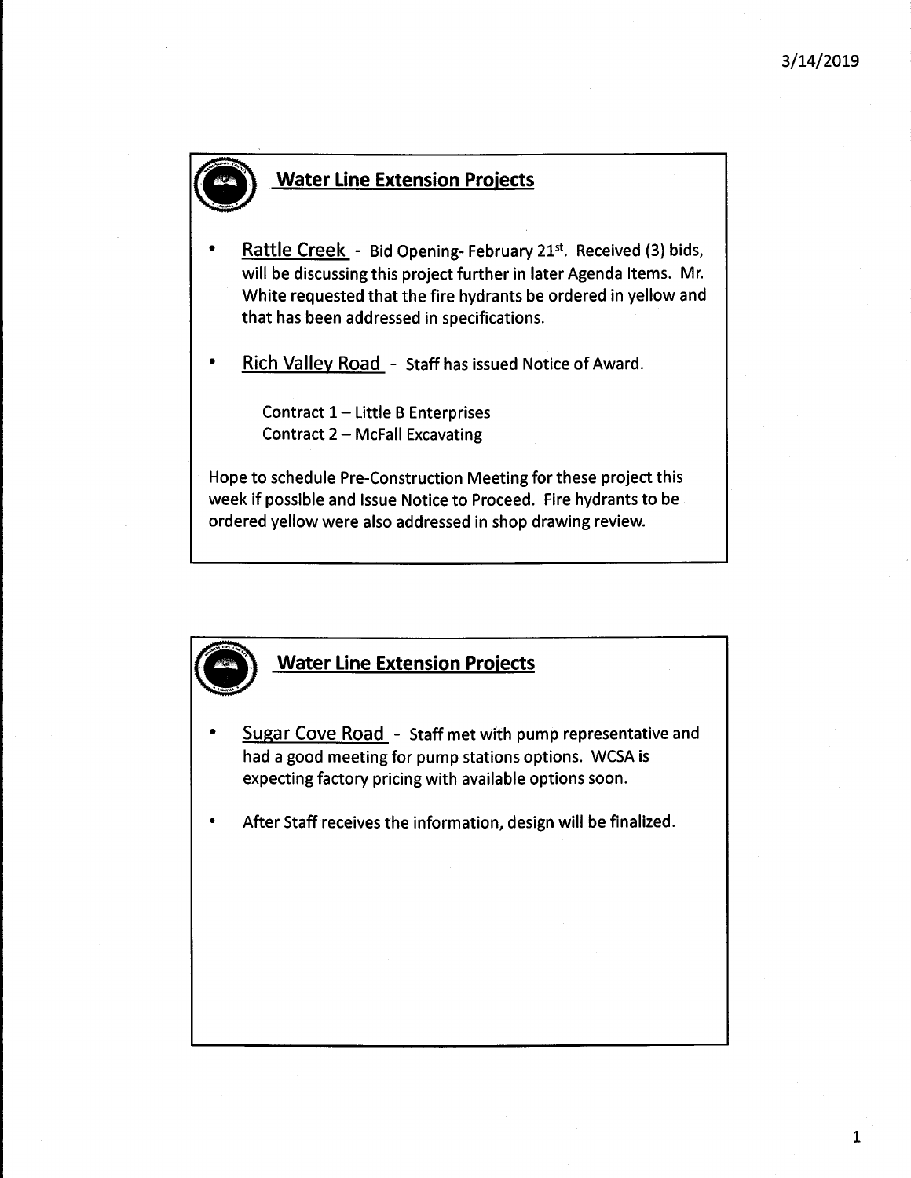## Water Line Extension Projects

- Rattle Creek - Bid Opening- February 21st. Received (3) bids, will be discussing this project further in later Agenda Items. Mr. White requested that the fire hydrants be ordered in yellow and that has been addressed in specifications.

- Rich Valley Road - Staff has issued Notice of Award.

  Contract 1 – Little B Enterprises
  Contract 2 – McFall Excavating

Hope to schedule Pre-Construction Meeting for these project this week if possible and Issue Notice to Proceed. Fire hydrants to be ordered yellow were also addressed in shop drawing review.

## Water Line Extension Projects

- Sugar Cove Road - Staff met with pump representative and had a good meeting for pump stations options. WCSA is expecting factory pricing with available options soon.

- After Staff receives the information, design will be finalized.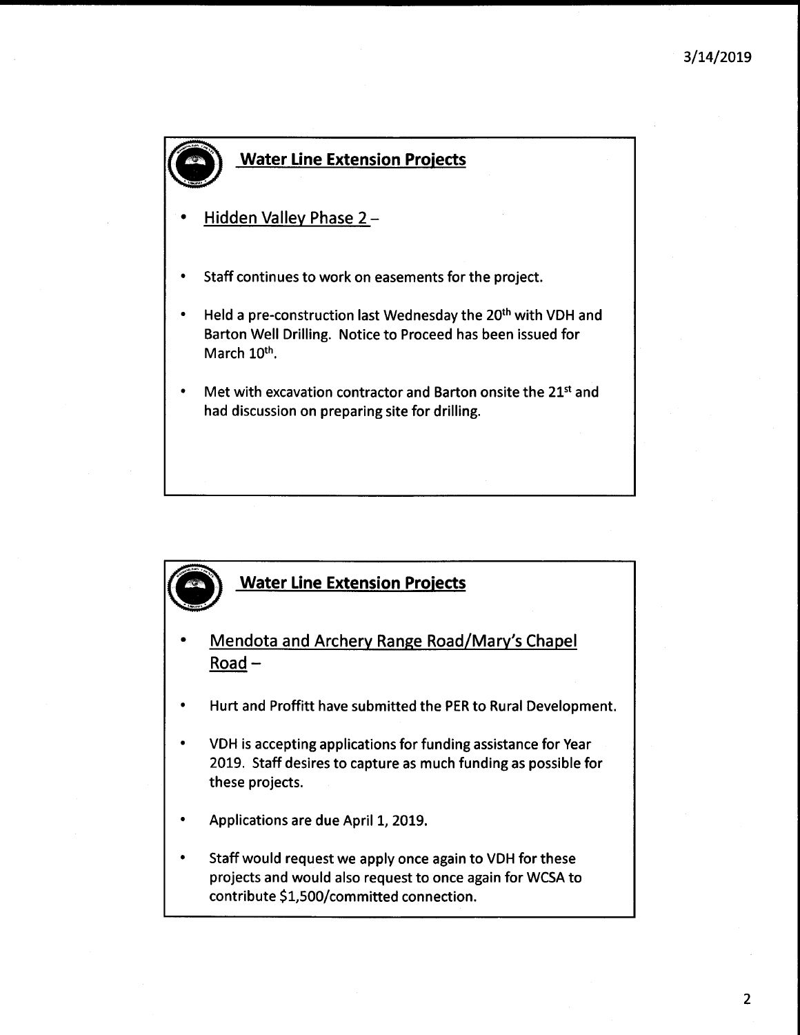## Water Line Extension Projects

- Hidden Valley Phase 2 –
- Staff continues to work on easements for the project.
- Held a pre-construction last Wednesday the 20th with VDH and Barton Well Drilling. Notice to Proceed has been issued for March 10th.
- Met with excavation contractor and Barton onsite the 21st and had discussion on preparing site for drilling.

## Water Line Extension Projects

- Mendota and Archery Range Road/Mary's Chapel Road –
- Hurt and Proffitt have submitted the PER to Rural Development.
- VDH is accepting applications for funding assistance for Year 2019. Staff desires to capture as much funding as possible for these projects.
- Applications are due April 1, 2019.
- Staff would request we apply once again to VDH for these projects and would also request to once again for WCSA to contribute $1,500/committed connection.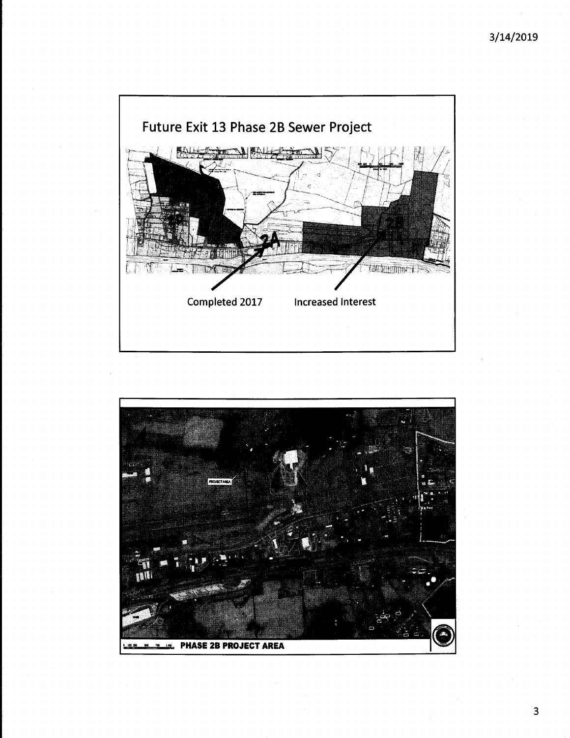## Future Exit 13 Phase 2B Sewer Project

2A

2B

Completed 2017

Increased Interest

PROJECT AREA

PHASE 2B PROJECT AREA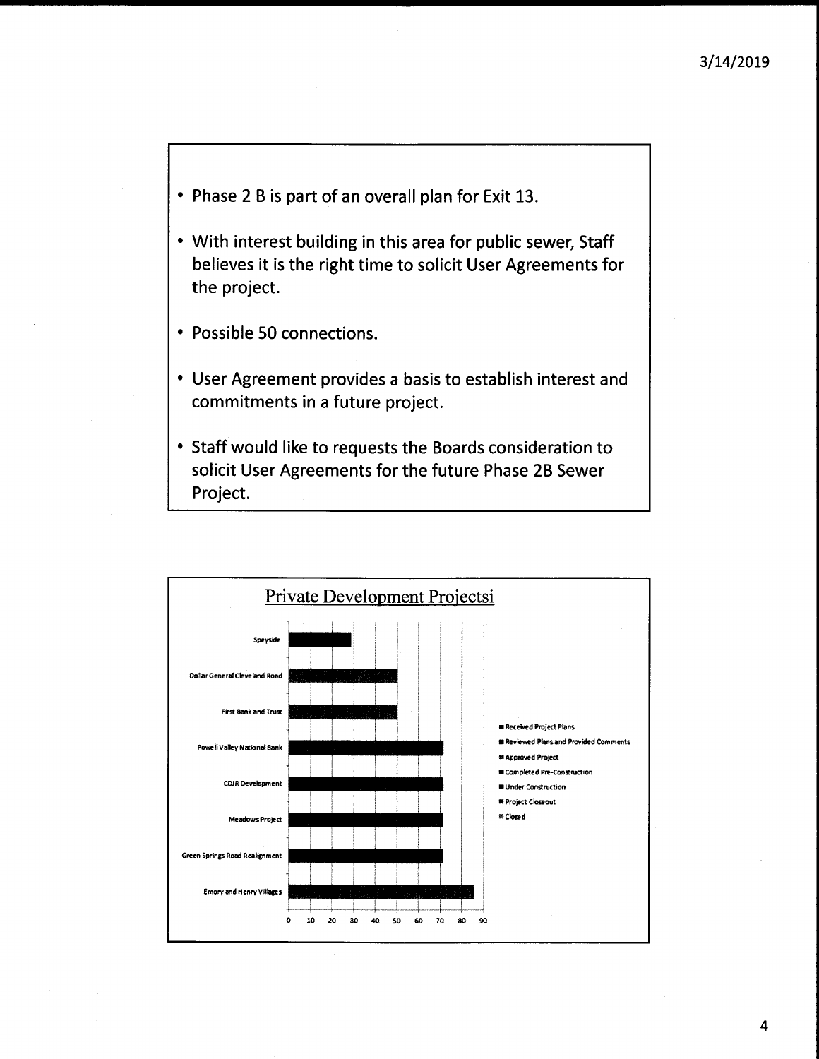- Phase 2 B is part of an overall plan for Exit 13.
- With interest building in this area for public sewer, Staff believes it is the right time to solicit User Agreements for the project.
- Possible 50 connections.
- User Agreement provides a basis to establish interest and commitments in a future project.
- Staff would like to requests the Boards consideration to solicit User Agreements for the future Phase 2B Sewer Project.

## Private Development Projectsi

| Project | Value |
|---|---|
| Speyside | 29 |
| Dollar General Cleveland Road | 50 |
| First Bank and Trust | 50 |
| Powell Valley National Bank | 71 |
| CDJR Development | 71 |
| Meadows Project | 71 |
| Green Springs Road Realignment | 71 |
| Emory and Henry Villages | 86 |

Legend:
- Received Project Plans
- Reviewed Plans and Provided Comments
- Approved Project
- Completed Pre-Construction
- Under Construction
- Project Closeout
- Closed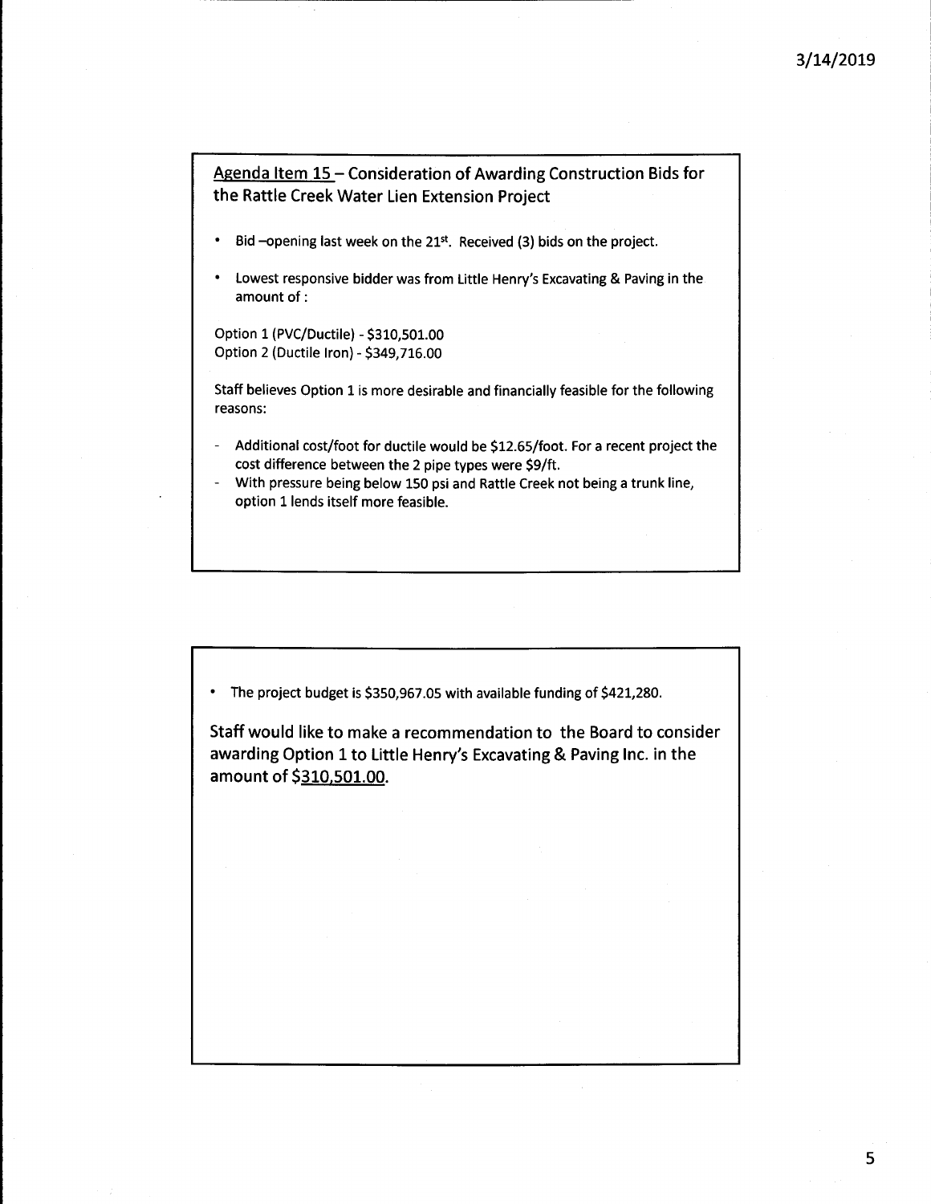3/14/2019

**<u>Agenda Item 15</u> – Consideration of Awarding Construction Bids for the Rattle Creek Water Lien Extension Project**

- Bid –opening last week on the 21st. Received (3) bids on the project.
- Lowest responsive bidder was from Little Henry's Excavating & Paving in the amount of :

Option 1 (PVC/Ductile) - $310,501.00
Option 2 (Ductile Iron) - $349,716.00

Staff believes Option 1 is more desirable and financially feasible for the following reasons:

- Additional cost/foot for ductile would be $12.65/foot. For a recent project the cost difference between the 2 pipe types were $9/ft.
- With pressure being below 150 psi and Rattle Creek not being a trunk line, option 1 lends itself more feasible.

---

- The project budget is $350,967.05 with available funding of $421,280.

**Staff would like to make a recommendation to the Board to consider awarding Option 1 to Little Henry's Excavating & Paving Inc. in the amount of <u>$310,501.00</u>.**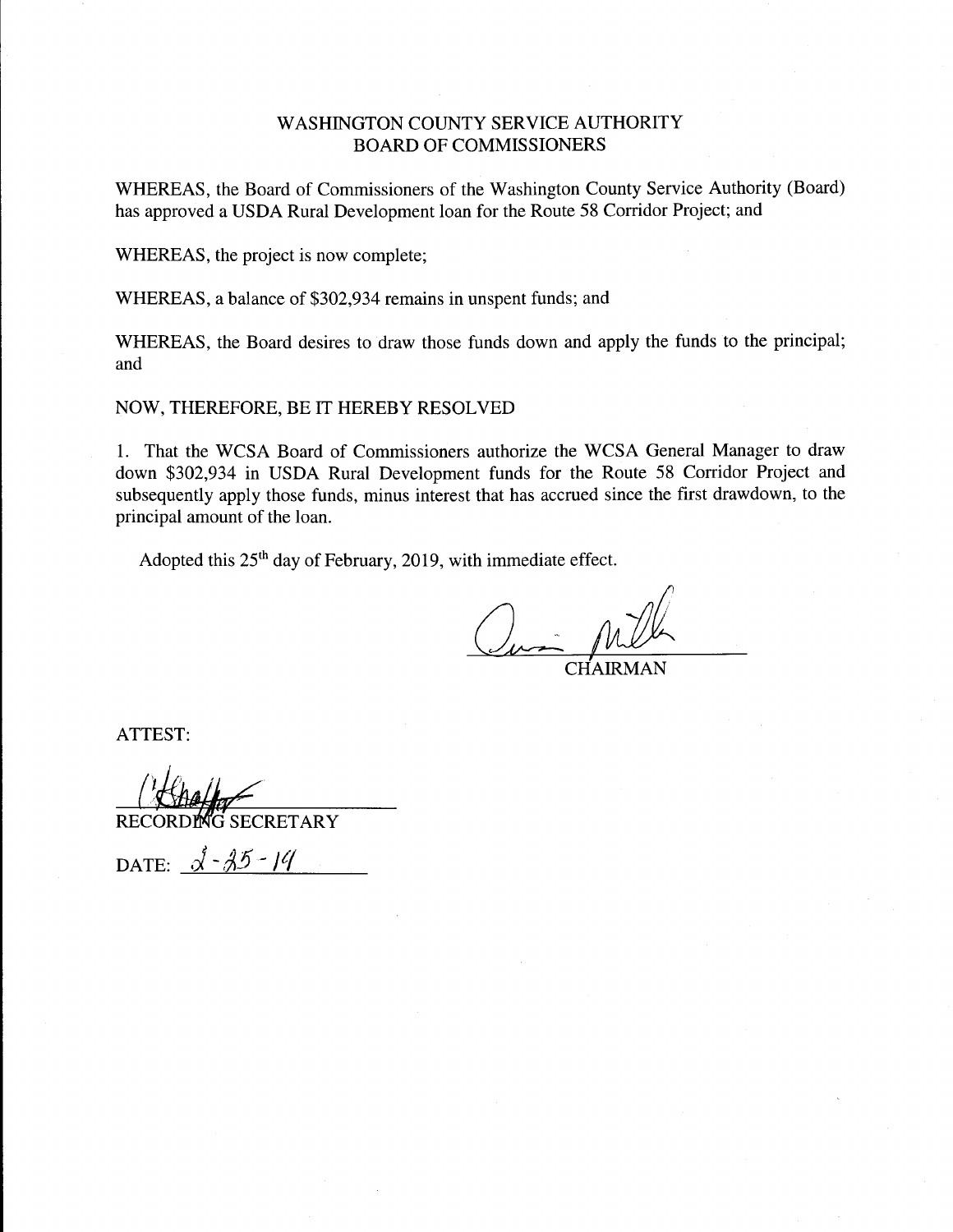# WASHINGTON COUNTY SERVICE AUTHORITY
## BOARD OF COMMISSIONERS

WHEREAS, the Board of Commissioners of the Washington County Service Authority (Board) has approved a USDA Rural Development loan for the Route 58 Corridor Project; and

WHEREAS, the project is now complete;

WHEREAS, a balance of $302,934 remains in unspent funds; and

WHEREAS, the Board desires to draw those funds down and apply the funds to the principal; and

NOW, THEREFORE, BE IT HEREBY RESOLVED

1. That the WCSA Board of Commissioners authorize the WCSA General Manager to draw down $302,934 in USDA Rural Development funds for the Route 58 Corridor Project and subsequently apply those funds, minus interest that has accrued since the first drawdown, to the principal amount of the loan.

Adopted this 25th day of February, 2019, with immediate effect.

CHAIRMAN

ATTEST:

RECORDING SECRETARY

DATE: 2-25-19